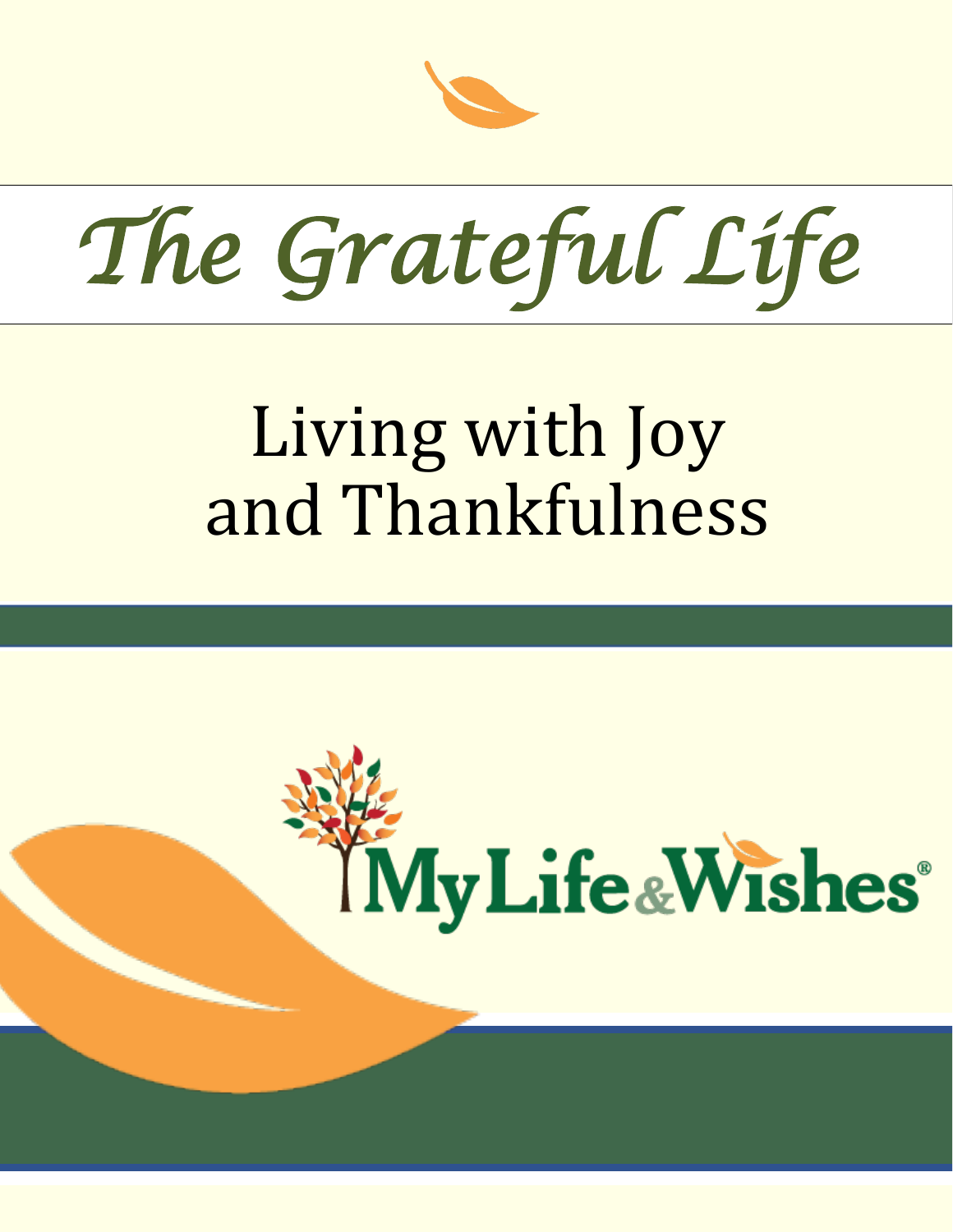# The Grateful Life

## Living with Joy and Thankfulness

MyLife&Wishes®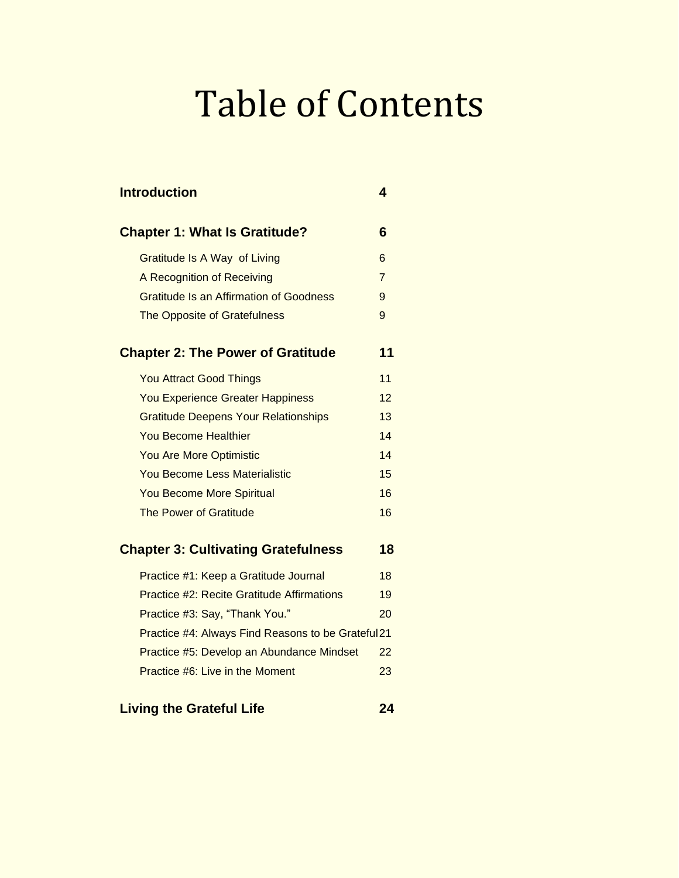# Table of Contents

| | |
|---|---|
| **Introduction** | **4** |
| **Chapter 1: What Is Gratitude?** | **6** |
| Gratitude Is A Way  of Living | 6 |
| A Recognition of Receiving | 7 |
| Gratitude Is an Affirmation of Goodness | 9 |
| The Opposite of Gratefulness | 9 |
| **Chapter 2: The Power of Gratitude** | **11** |
| You Attract Good Things | 11 |
| You Experience Greater Happiness | 12 |
| Gratitude Deepens Your Relationships | 13 |
| You Become Healthier | 14 |
| You Are More Optimistic | 14 |
| You Become Less Materialistic | 15 |
| You Become More Spiritual | 16 |
| The Power of Gratitude | 16 |
| **Chapter 3: Cultivating Gratefulness** | **18** |
| Practice #1: Keep a Gratitude Journal | 18 |
| Practice #2: Recite Gratitude Affirmations | 19 |
| Practice #3: Say, “Thank You.” | 20 |
| Practice #4: Always Find Reasons to be Grateful | 21 |
| Practice #5: Develop an Abundance Mindset | 22 |
| Practice #6: Live in the Moment | 23 |
| **Living the Grateful Life** | **24** |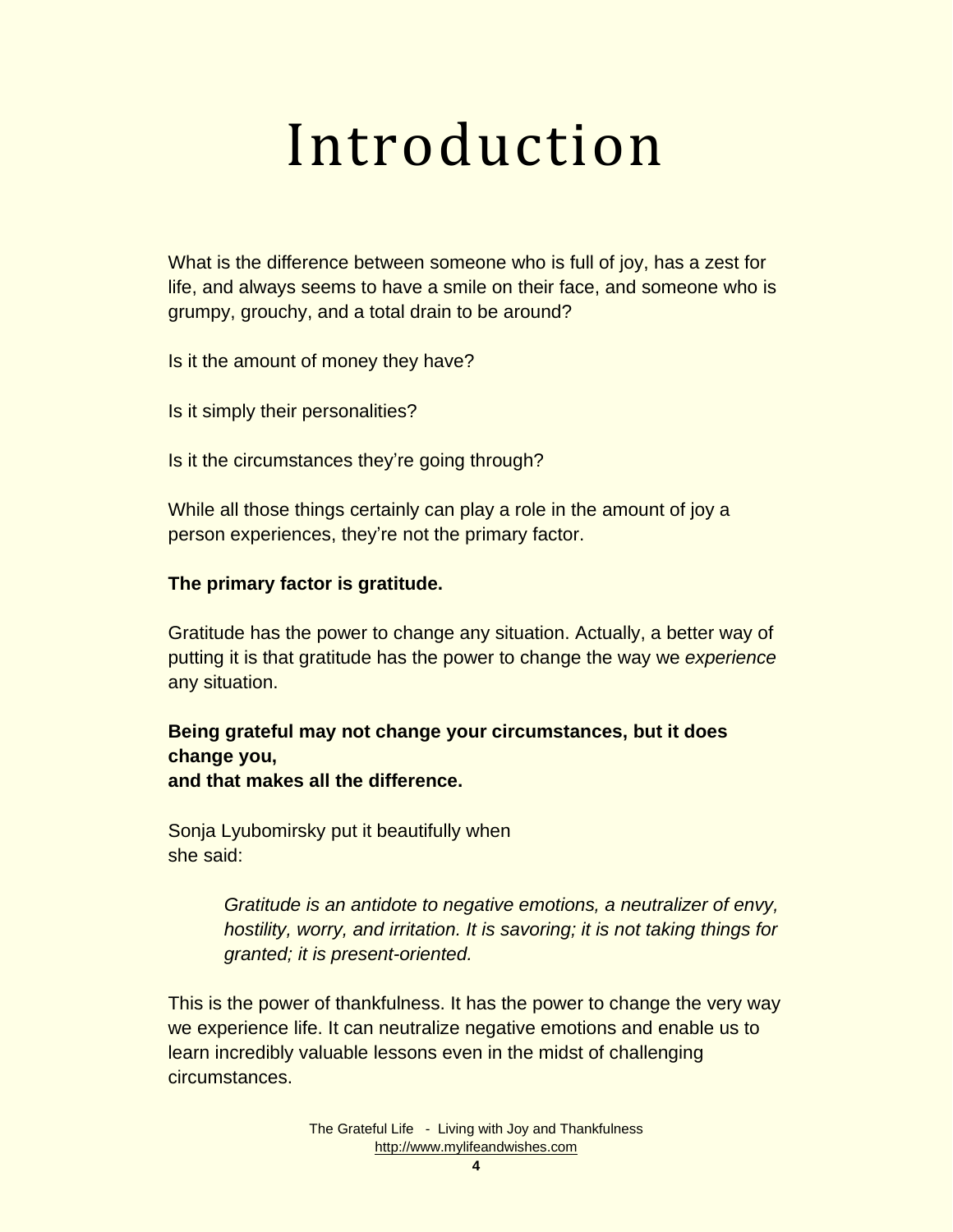# Introduction

What is the difference between someone who is full of joy, has a zest for life, and always seems to have a smile on their face, and someone who is grumpy, grouchy, and a total drain to be around?

Is it the amount of money they have?

Is it simply their personalities?

Is it the circumstances they're going through?

While all those things certainly can play a role in the amount of joy a person experiences, they're not the primary factor.

**The primary factor is gratitude.**

Gratitude has the power to change any situation. Actually, a better way of putting it is that gratitude has the power to change the way we *experience* any situation.

**Being grateful may not change your circumstances, but it does change you,
and that makes all the difference.**

Sonja Lyubomirsky put it beautifully when she said:

> *Gratitude is an antidote to negative emotions, a neutralizer of envy, hostility, worry, and irritation. It is savoring; it is not taking things for granted; it is present-oriented.*

This is the power of thankfulness. It has the power to change the very way we experience life. It can neutralize negative emotions and enable us to learn incredibly valuable lessons even in the midst of challenging circumstances.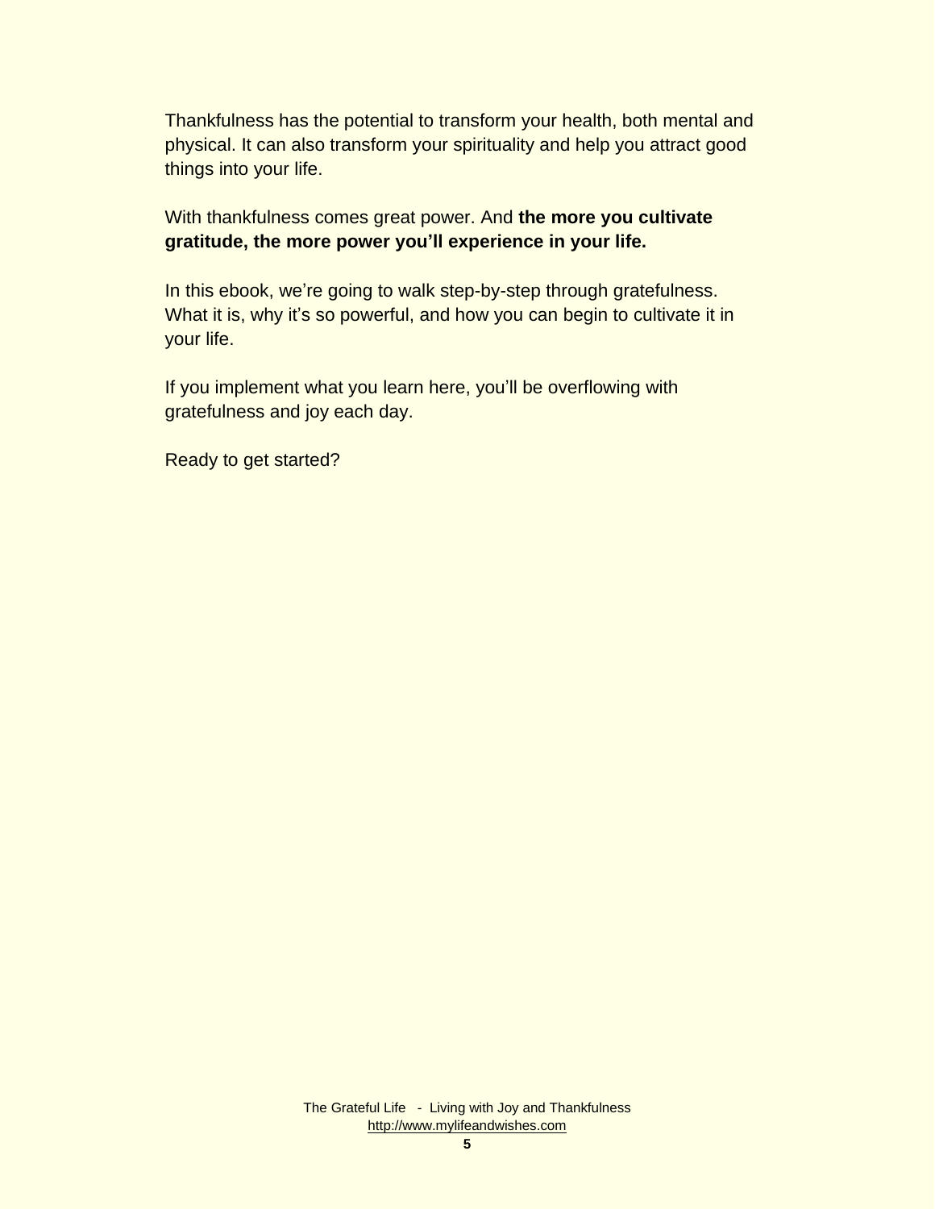Thankfulness has the potential to transform your health, both mental and physical. It can also transform your spirituality and help you attract good things into your life.

With thankfulness comes great power. And **the more you cultivate gratitude, the more power you'll experience in your life.**

In this ebook, we're going to walk step-by-step through gratefulness. What it is, why it's so powerful, and how you can begin to cultivate it in your life.

If you implement what you learn here, you'll be overflowing with gratefulness and joy each day.

Ready to get started?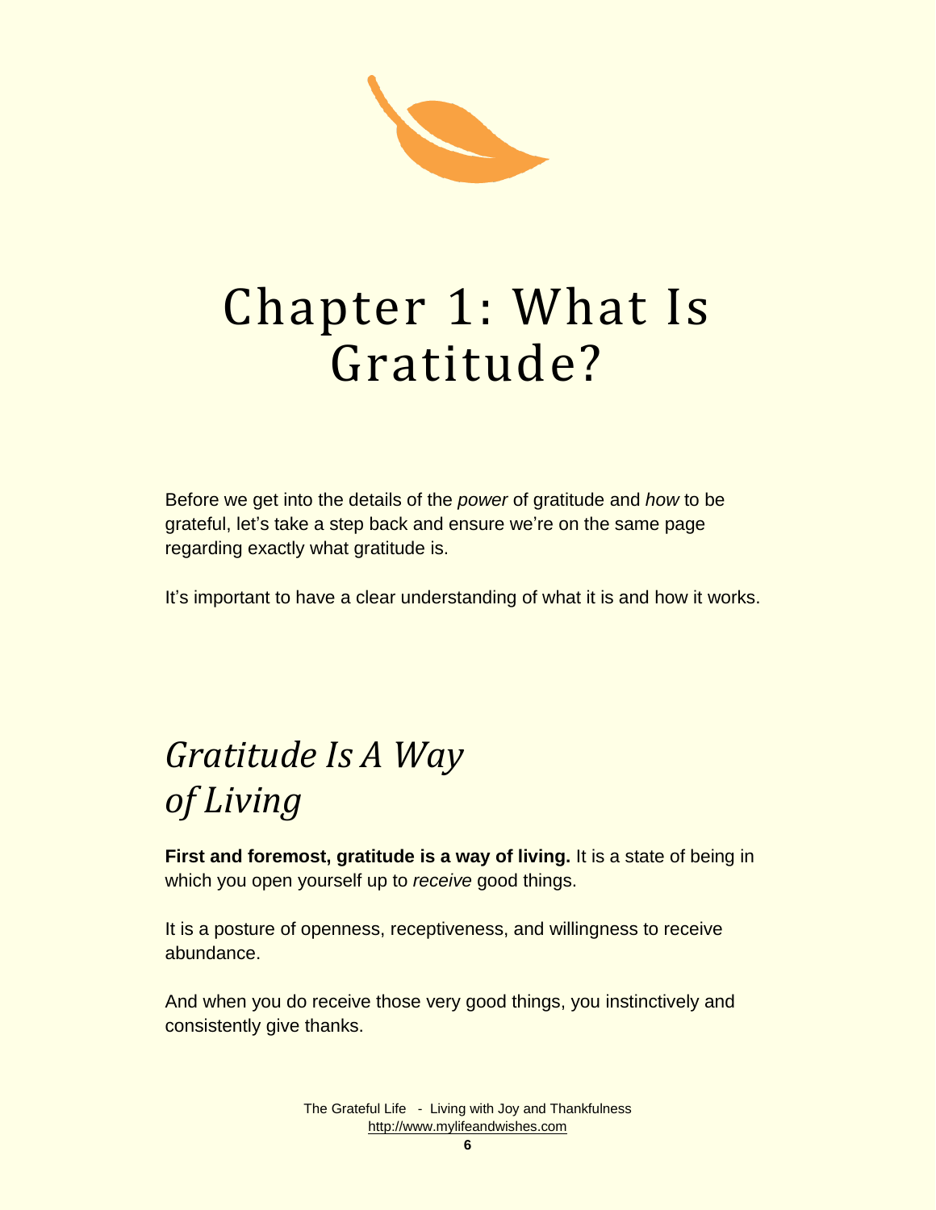# Chapter 1: What Is Gratitude?

Before we get into the details of the *power* of gratitude and *how* to be grateful, let's take a step back and ensure we're on the same page regarding exactly what gratitude is.

It's important to have a clear understanding of what it is and how it works.

## *Gratitude Is A Way of Living*

**First and foremost, gratitude is a way of living.** It is a state of being in which you open yourself up to *receive* good things.

It is a posture of openness, receptiveness, and willingness to receive abundance.

And when you do receive those very good things, you instinctively and consistently give thanks.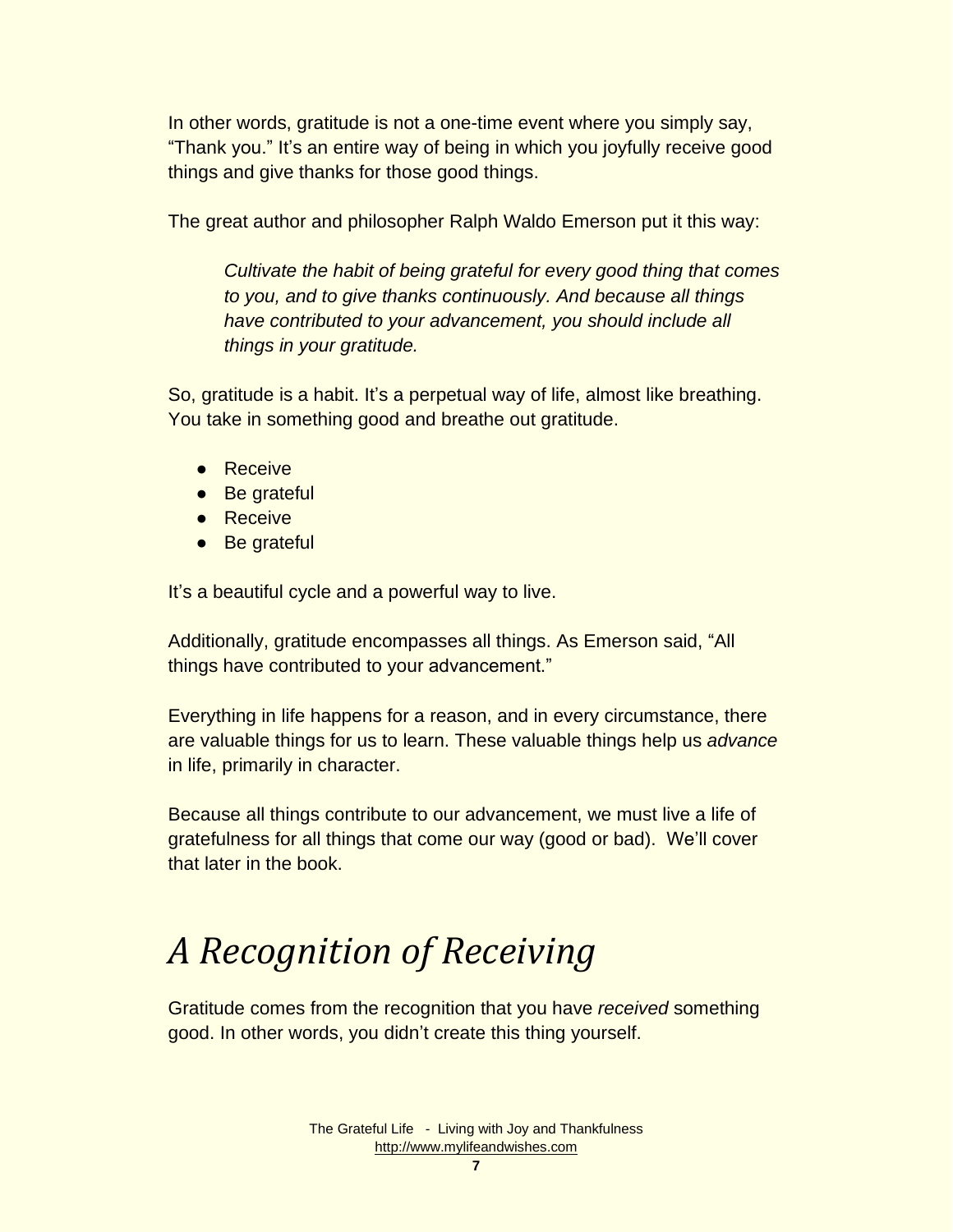In other words, gratitude is not a one-time event where you simply say, "Thank you." It's an entire way of being in which you joyfully receive good things and give thanks for those good things.

The great author and philosopher Ralph Waldo Emerson put it this way:

> *Cultivate the habit of being grateful for every good thing that comes to you, and to give thanks continuously. And because all things have contributed to your advancement, you should include all things in your gratitude.*

So, gratitude is a habit. It's a perpetual way of life, almost like breathing. You take in something good and breathe out gratitude.

- Receive
- Be grateful
- Receive
- Be grateful

It's a beautiful cycle and a powerful way to live.

Additionally, gratitude encompasses all things. As Emerson said, "All things have contributed to your advancement."

Everything in life happens for a reason, and in every circumstance, there are valuable things for us to learn. These valuable things help us *advance* in life, primarily in character.

Because all things contribute to our advancement, we must live a life of gratefulness for all things that come our way (good or bad). We'll cover that later in the book.

# *A Recognition of Receiving*

Gratitude comes from the recognition that you have *received* something good. In other words, you didn't create this thing yourself.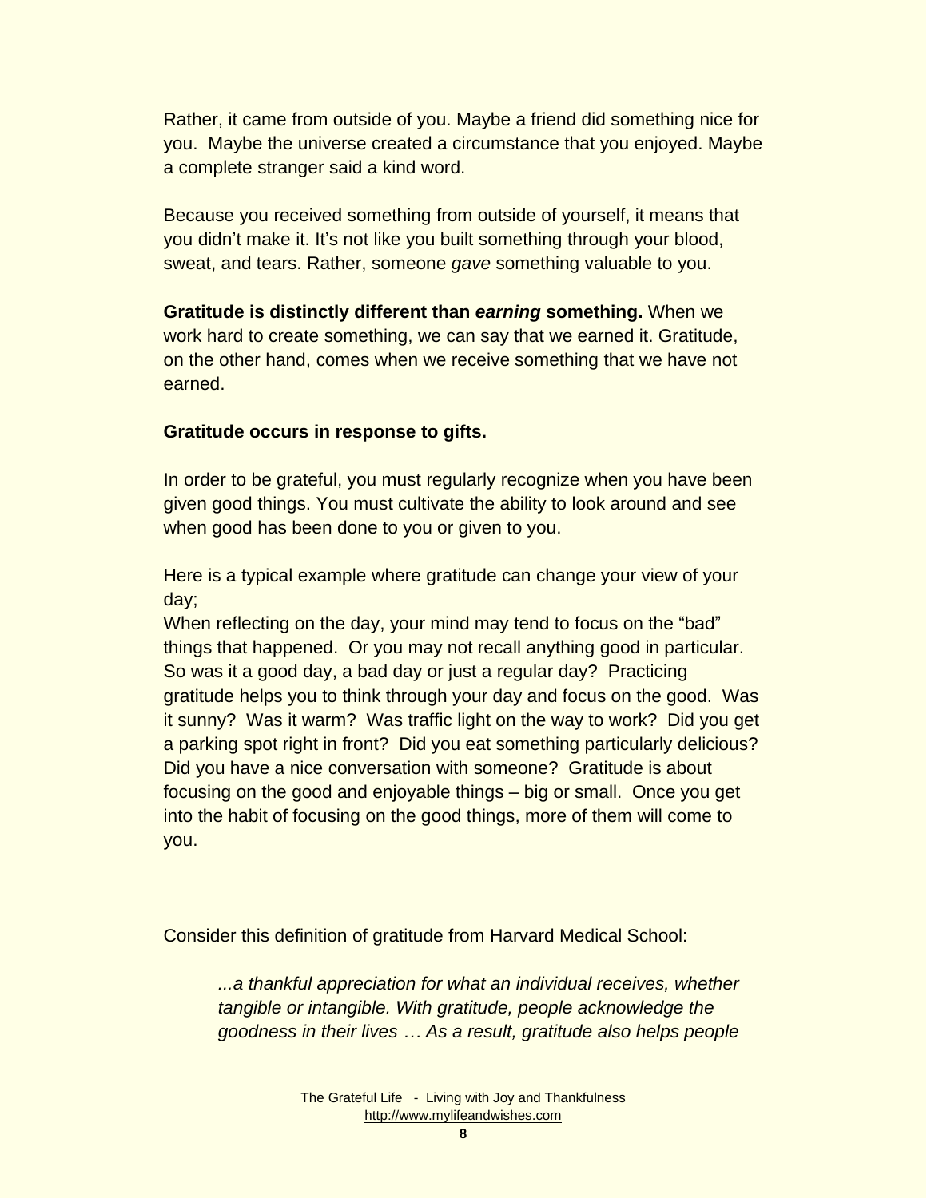Rather, it came from outside of you. Maybe a friend did something nice for you. Maybe the universe created a circumstance that you enjoyed. Maybe a complete stranger said a kind word.

Because you received something from outside of yourself, it means that you didn't make it. It's not like you built something through your blood, sweat, and tears. Rather, someone *gave* something valuable to you.

**Gratitude is distinctly different than *earning* something.** When we work hard to create something, we can say that we earned it. Gratitude, on the other hand, comes when we receive something that we have not earned.

**Gratitude occurs in response to gifts.**

In order to be grateful, you must regularly recognize when you have been given good things. You must cultivate the ability to look around and see when good has been done to you or given to you.

Here is a typical example where gratitude can change your view of your day;
When reflecting on the day, your mind may tend to focus on the "bad" things that happened. Or you may not recall anything good in particular. So was it a good day, a bad day or just a regular day? Practicing gratitude helps you to think through your day and focus on the good. Was it sunny? Was it warm? Was traffic light on the way to work? Did you get a parking spot right in front? Did you eat something particularly delicious? Did you have a nice conversation with someone? Gratitude is about focusing on the good and enjoyable things – big or small. Once you get into the habit of focusing on the good things, more of them will come to you.

Consider this definition of gratitude from Harvard Medical School:

> *...a thankful appreciation for what an individual receives, whether tangible or intangible. With gratitude, people acknowledge the goodness in their lives … As a result, gratitude also helps people*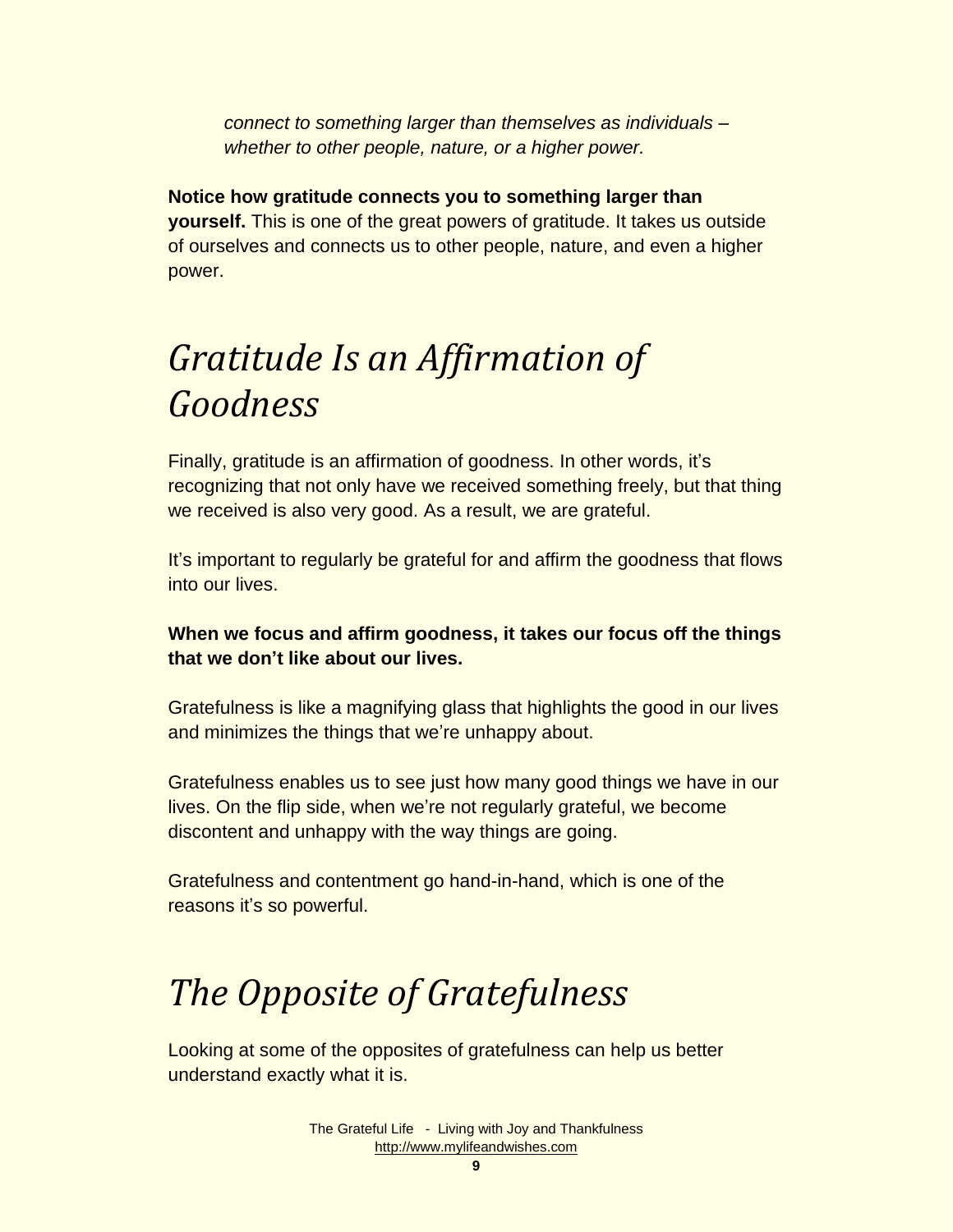*connect to something larger than themselves as individuals – whether to other people, nature, or a higher power.*

**Notice how gratitude connects you to something larger than yourself.** This is one of the great powers of gratitude. It takes us outside of ourselves and connects us to other people, nature, and even a higher power.

# *Gratitude Is an Affirmation of Goodness*

Finally, gratitude is an affirmation of goodness. In other words, it's recognizing that not only have we received something freely, but that thing we received is also very good. As a result, we are grateful.

It's important to regularly be grateful for and affirm the goodness that flows into our lives.

**When we focus and affirm goodness, it takes our focus off the things that we don't like about our lives.**

Gratefulness is like a magnifying glass that highlights the good in our lives and minimizes the things that we're unhappy about.

Gratefulness enables us to see just how many good things we have in our lives. On the flip side, when we're not regularly grateful, we become discontent and unhappy with the way things are going.

Gratefulness and contentment go hand-in-hand, which is one of the reasons it's so powerful.

# *The Opposite of Gratefulness*

Looking at some of the opposites of gratefulness can help us better understand exactly what it is.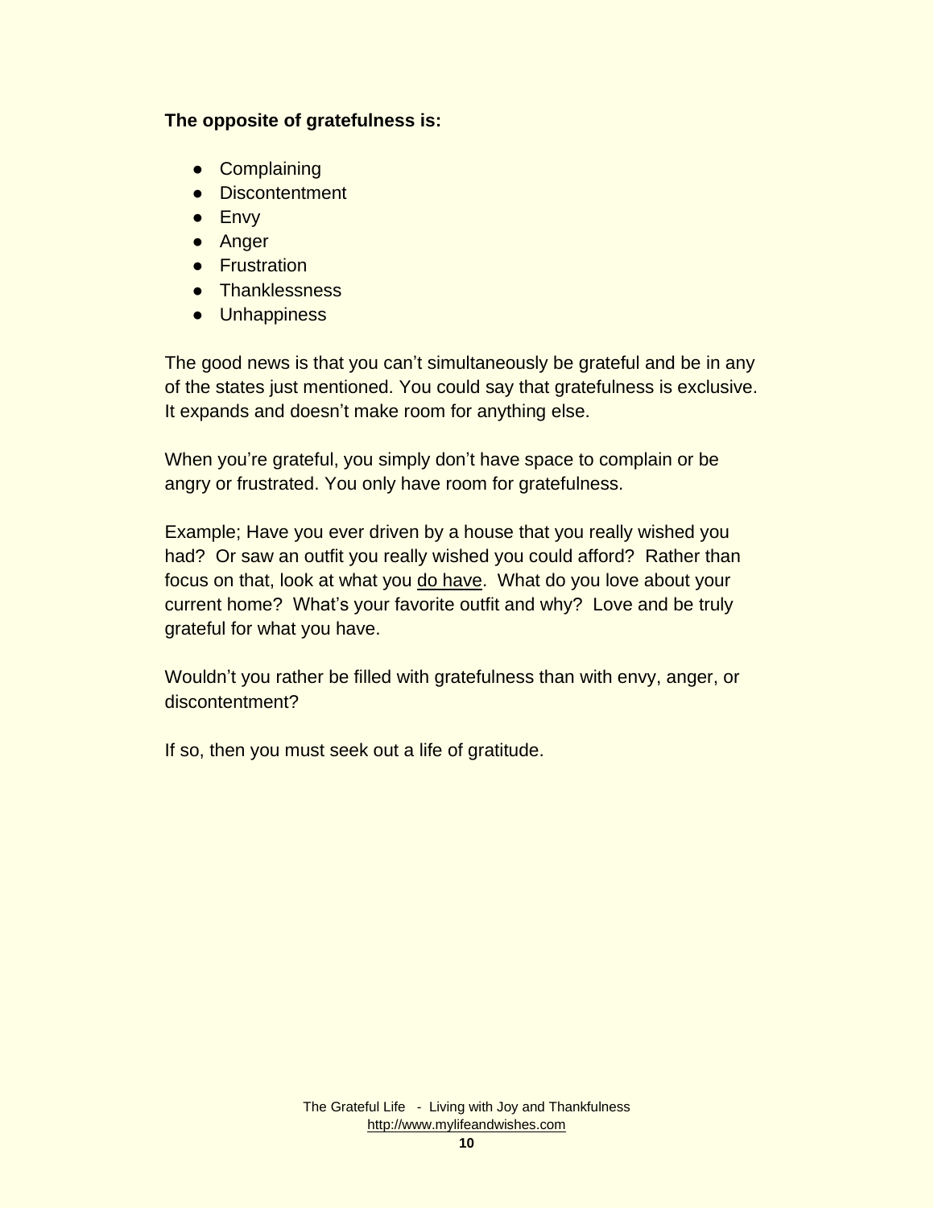**The opposite of gratefulness is:**

- Complaining
- Discontentment
- Envy
- Anger
- Frustration
- Thanklessness
- Unhappiness

The good news is that you can't simultaneously be grateful and be in any of the states just mentioned. You could say that gratefulness is exclusive. It expands and doesn't make room for anything else.

When you're grateful, you simply don't have space to complain or be angry or frustrated. You only have room for gratefulness.

Example; Have you ever driven by a house that you really wished you had? Or saw an outfit you really wished you could afford? Rather than focus on that, look at what you <u>do have</u>. What do you love about your current home? What's your favorite outfit and why? Love and be truly grateful for what you have.

Wouldn't you rather be filled with gratefulness than with envy, anger, or discontentment?

If so, then you must seek out a life of gratitude.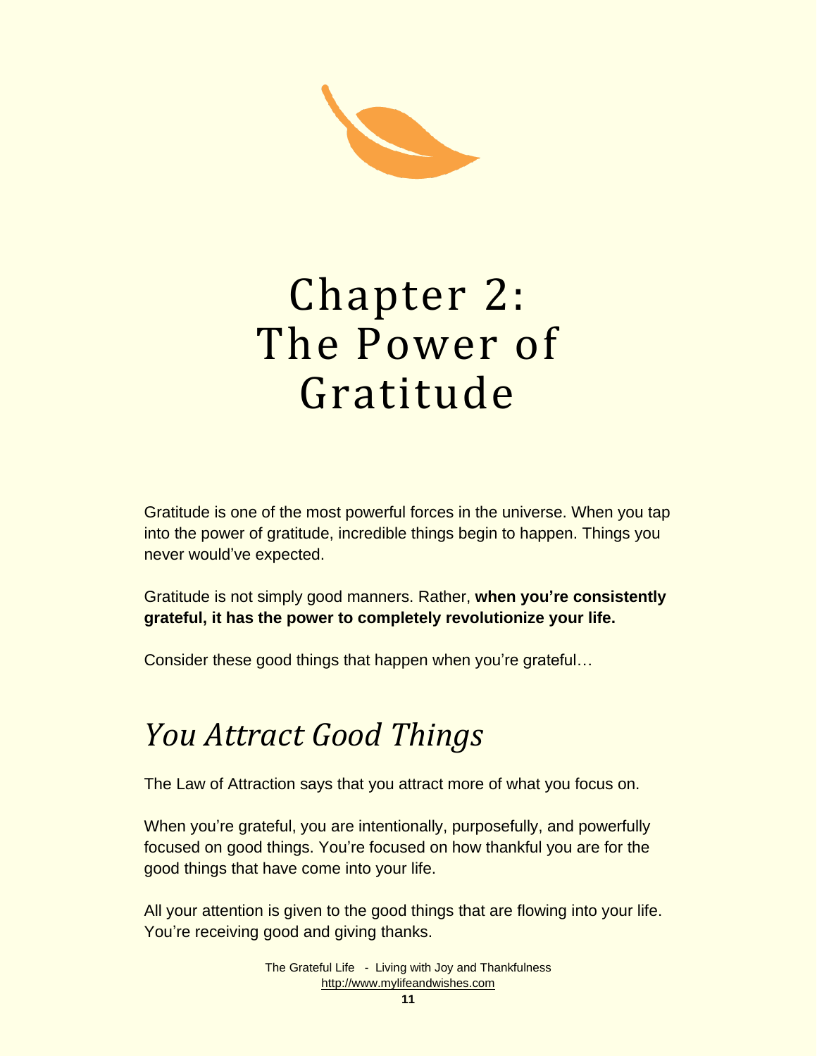# Chapter 2: The Power of Gratitude

Gratitude is one of the most powerful forces in the universe. When you tap into the power of gratitude, incredible things begin to happen. Things you never would've expected.

Gratitude is not simply good manners. Rather, **when you're consistently grateful, it has the power to completely revolutionize your life.**

Consider these good things that happen when you're grateful…

## *You Attract Good Things*

The Law of Attraction says that you attract more of what you focus on.

When you're grateful, you are intentionally, purposefully, and powerfully focused on good things. You're focused on how thankful you are for the good things that have come into your life.

All your attention is given to the good things that are flowing into your life. You're receiving good and giving thanks.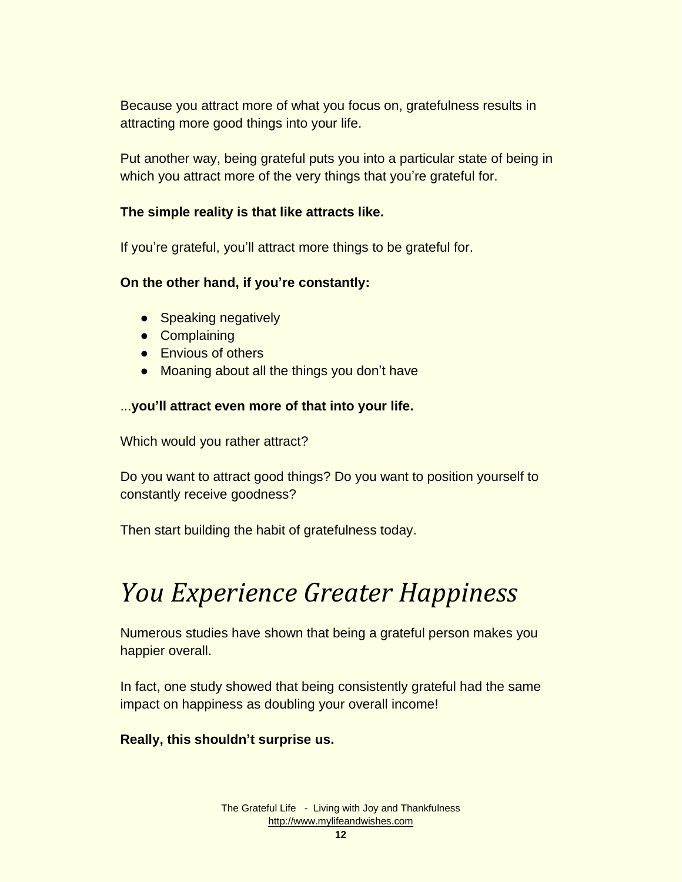Because you attract more of what you focus on, gratefulness results in attracting more good things into your life.

Put another way, being grateful puts you into a particular state of being in which you attract more of the very things that you're grateful for.

**The simple reality is that like attracts like.**

If you're grateful, you'll attract more things to be grateful for.

**On the other hand, if you're constantly:**

- Speaking negatively
- Complaining
- Envious of others
- Moaning about all the things you don't have

...**you'll attract even more of that into your life.**

Which would you rather attract?

Do you want to attract good things? Do you want to position yourself to constantly receive goodness?

Then start building the habit of gratefulness today.

# *You Experience Greater Happiness*

Numerous studies have shown that being a grateful person makes you happier overall.

In fact, one study showed that being consistently grateful had the same impact on happiness as doubling your overall income!

**Really, this shouldn't surprise us.**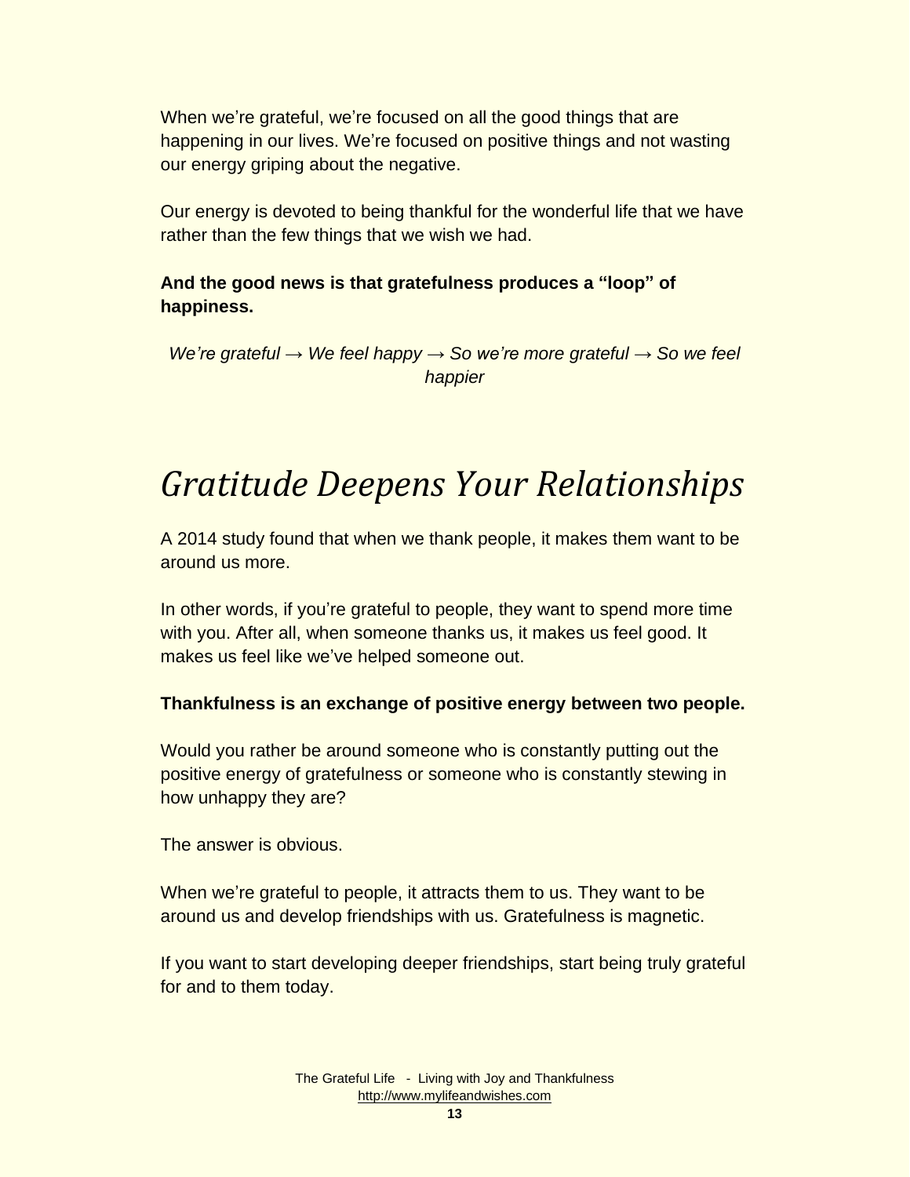When we're grateful, we're focused on all the good things that are happening in our lives. We're focused on positive things and not wasting our energy griping about the negative.

Our energy is devoted to being thankful for the wonderful life that we have rather than the few things that we wish we had.

**And the good news is that gratefulness produces a "loop" of happiness.**

*We're grateful → We feel happy → So we're more grateful → So we feel happier*

# *Gratitude Deepens Your Relationships*

A 2014 study found that when we thank people, it makes them want to be around us more.

In other words, if you're grateful to people, they want to spend more time with you. After all, when someone thanks us, it makes us feel good. It makes us feel like we've helped someone out.

**Thankfulness is an exchange of positive energy between two people.**

Would you rather be around someone who is constantly putting out the positive energy of gratefulness or someone who is constantly stewing in how unhappy they are?

The answer is obvious.

When we're grateful to people, it attracts them to us. They want to be around us and develop friendships with us. Gratefulness is magnetic.

If you want to start developing deeper friendships, start being truly grateful for and to them today.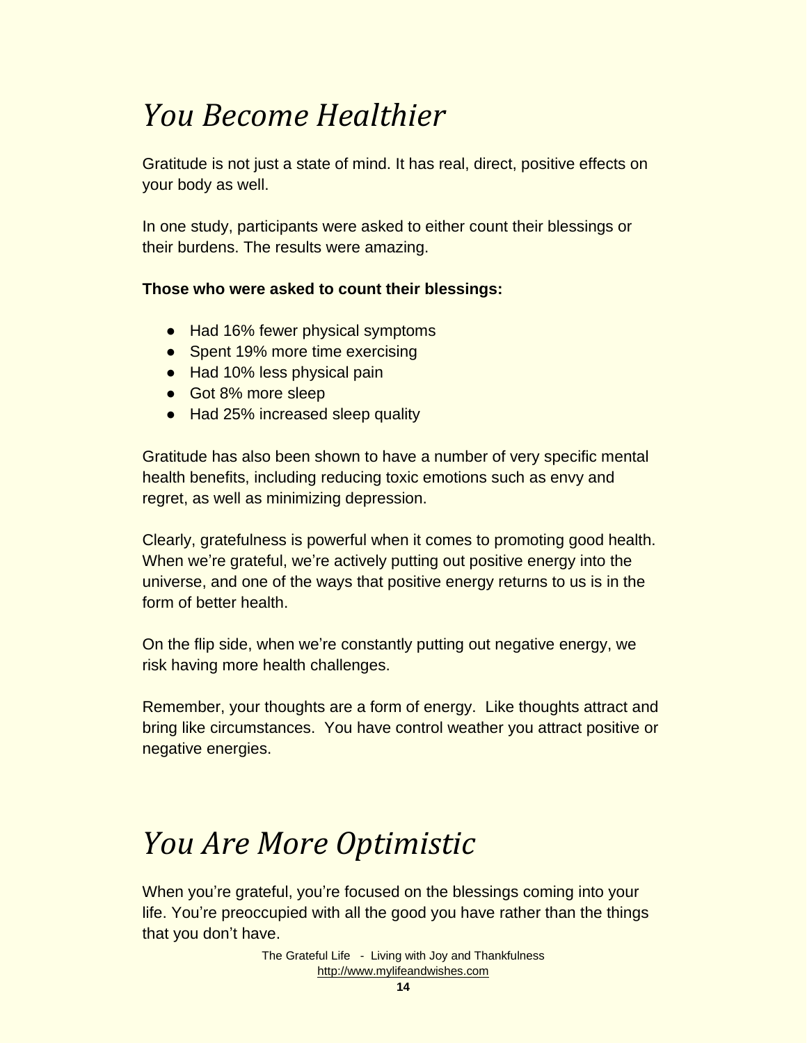# *You Become Healthier*

Gratitude is not just a state of mind. It has real, direct, positive effects on your body as well.

In one study, participants were asked to either count their blessings or their burdens. The results were amazing.

**Those who were asked to count their blessings:**

- Had 16% fewer physical symptoms
- Spent 19% more time exercising
- Had 10% less physical pain
- Got 8% more sleep
- Had 25% increased sleep quality

Gratitude has also been shown to have a number of very specific mental health benefits, including reducing toxic emotions such as envy and regret, as well as minimizing depression.

Clearly, gratefulness is powerful when it comes to promoting good health. When we're grateful, we're actively putting out positive energy into the universe, and one of the ways that positive energy returns to us is in the form of better health.

On the flip side, when we're constantly putting out negative energy, we risk having more health challenges.

Remember, your thoughts are a form of energy. Like thoughts attract and bring like circumstances. You have control weather you attract positive or negative energies.

# *You Are More Optimistic*

When you're grateful, you're focused on the blessings coming into your life. You're preoccupied with all the good you have rather than the things that you don't have.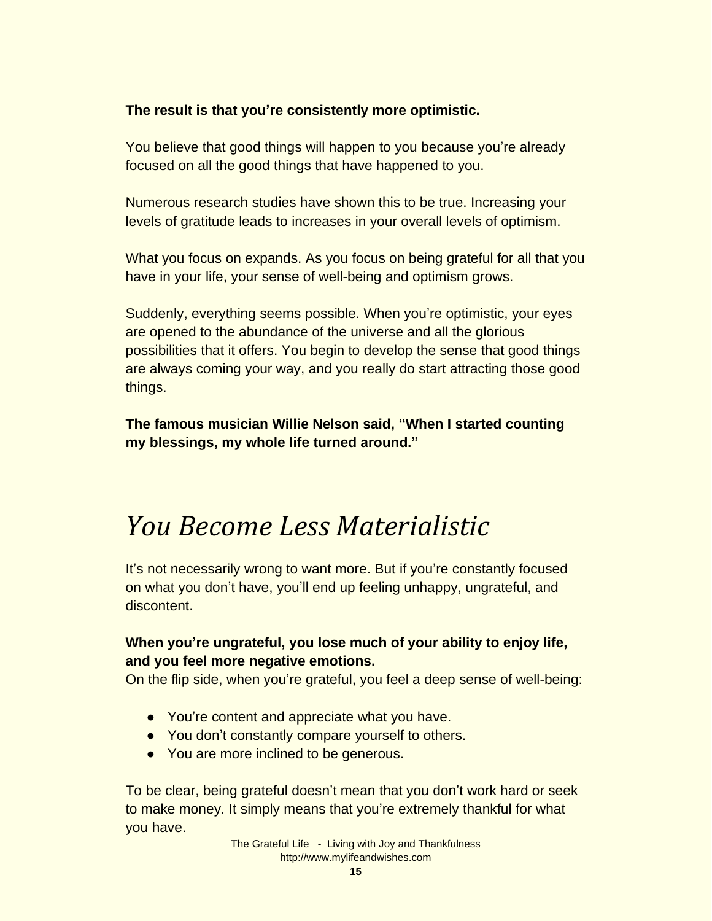**The result is that you're consistently more optimistic.**

You believe that good things will happen to you because you're already focused on all the good things that have happened to you.

Numerous research studies have shown this to be true. Increasing your levels of gratitude leads to increases in your overall levels of optimism.

What you focus on expands. As you focus on being grateful for all that you have in your life, your sense of well-being and optimism grows.

Suddenly, everything seems possible. When you're optimistic, your eyes are opened to the abundance of the universe and all the glorious possibilities that it offers. You begin to develop the sense that good things are always coming your way, and you really do start attracting those good things.

**The famous musician Willie Nelson said, "When I started counting my blessings, my whole life turned around."**

## *You Become Less Materialistic*

It's not necessarily wrong to want more. But if you're constantly focused on what you don't have, you'll end up feeling unhappy, ungrateful, and discontent.

**When you're ungrateful, you lose much of your ability to enjoy life, and you feel more negative emotions.**

On the flip side, when you're grateful, you feel a deep sense of well-being:

- You're content and appreciate what you have.
- You don't constantly compare yourself to others.
- You are more inclined to be generous.

To be clear, being grateful doesn't mean that you don't work hard or seek to make money. It simply means that you're extremely thankful for what you have.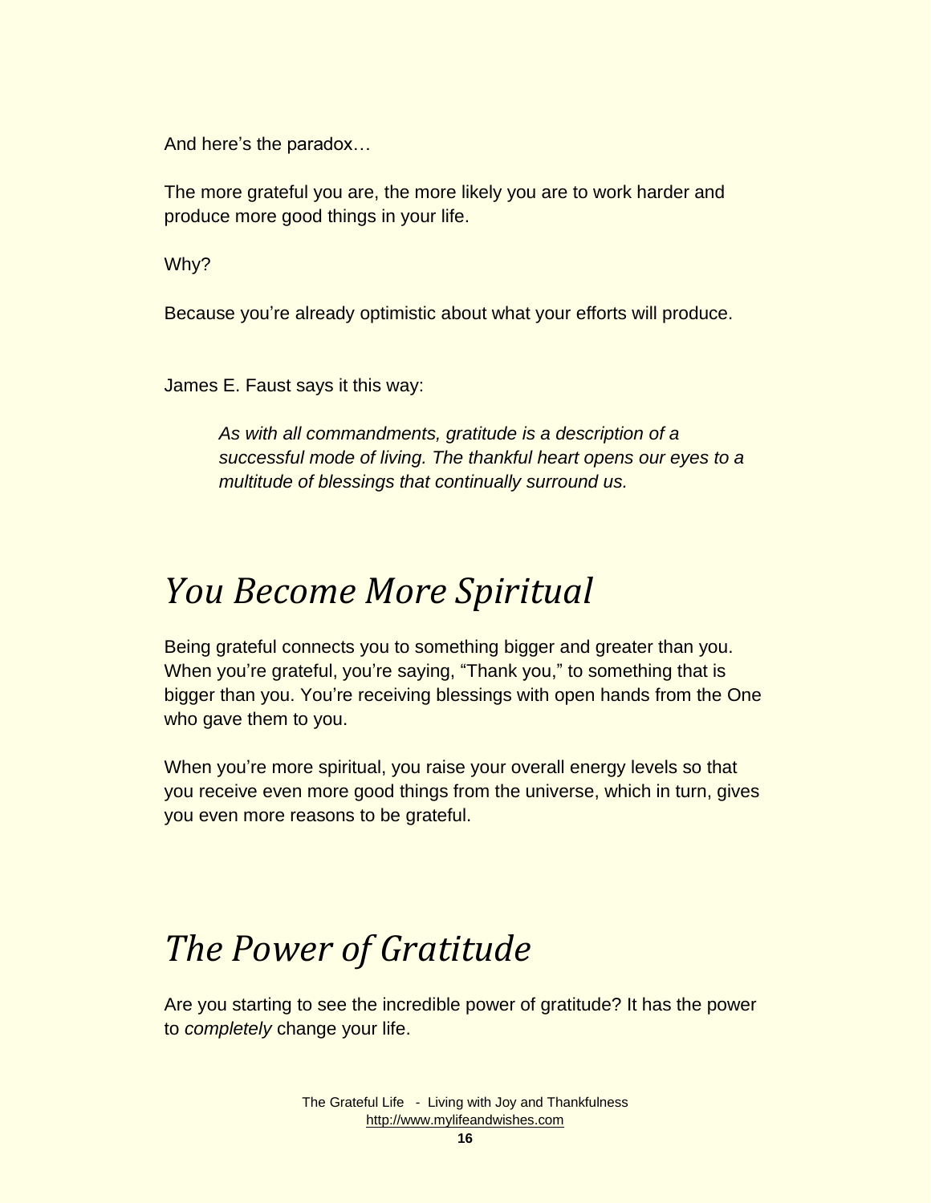And here's the paradox…

The more grateful you are, the more likely you are to work harder and produce more good things in your life.

Why?

Because you're already optimistic about what your efforts will produce.

James E. Faust says it this way:

> *As with all commandments, gratitude is a description of a successful mode of living. The thankful heart opens our eyes to a multitude of blessings that continually surround us.*

## *You Become More Spiritual*

Being grateful connects you to something bigger and greater than you. When you're grateful, you're saying, "Thank you," to something that is bigger than you. You're receiving blessings with open hands from the One who gave them to you.

When you're more spiritual, you raise your overall energy levels so that you receive even more good things from the universe, which in turn, gives you even more reasons to be grateful.

## *The Power of Gratitude*

Are you starting to see the incredible power of gratitude? It has the power to *completely* change your life.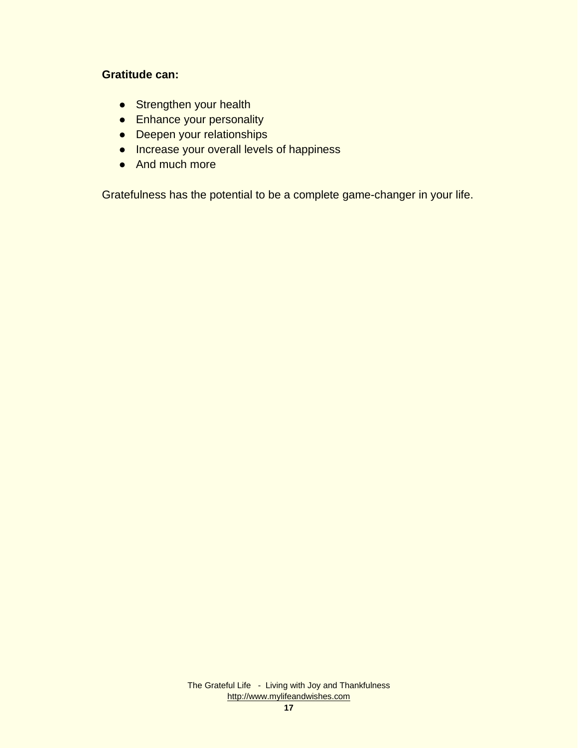**Gratitude can:**

- Strengthen your health
- Enhance your personality
- Deepen your relationships
- Increase your overall levels of happiness
- And much more

Gratefulness has the potential to be a complete game-changer in your life.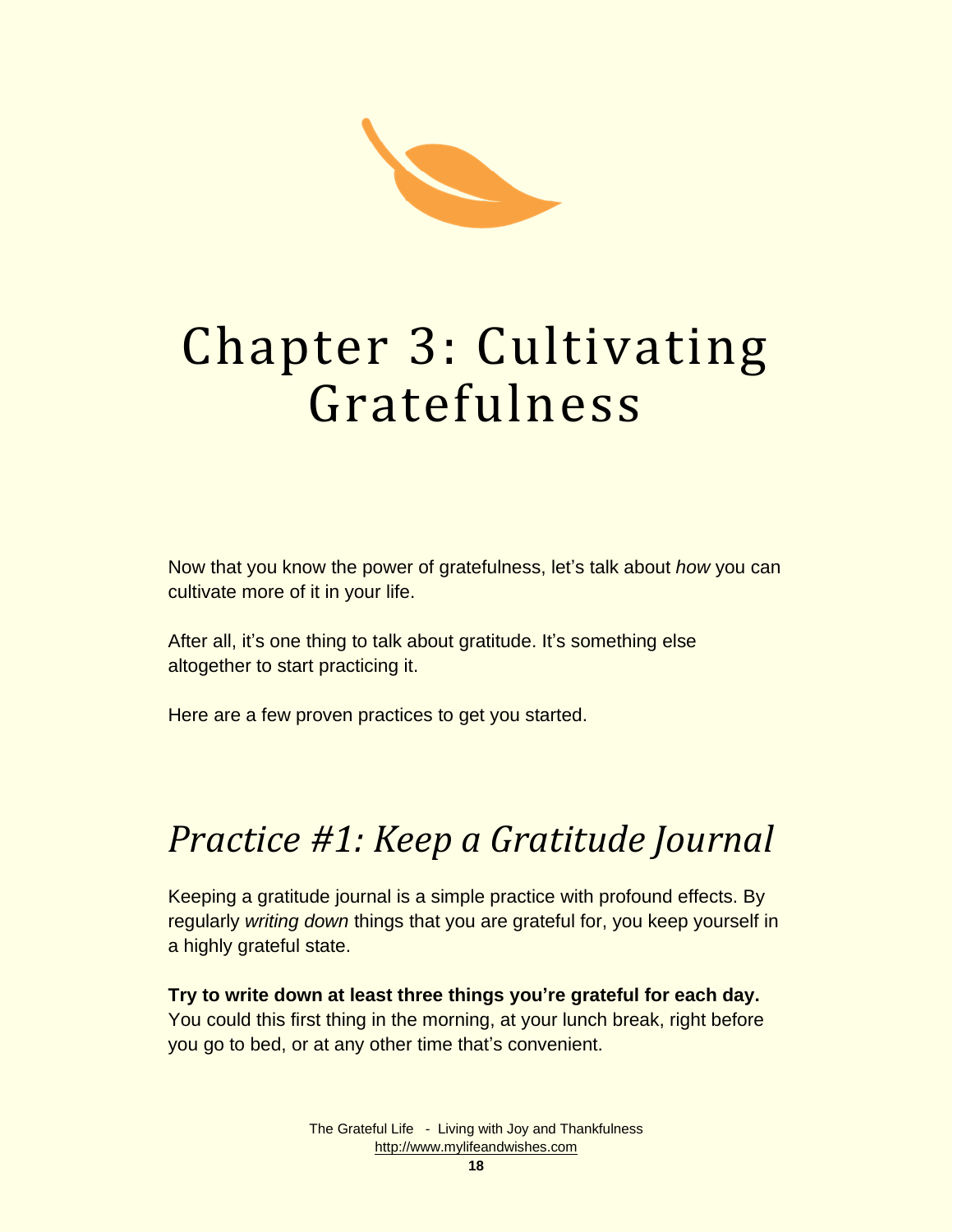# Chapter 3: Cultivating Gratefulness

Now that you know the power of gratefulness, let's talk about *how* you can cultivate more of it in your life.

After all, it's one thing to talk about gratitude. It's something else altogether to start practicing it.

Here are a few proven practices to get you started.

## *Practice #1: Keep a Gratitude Journal*

Keeping a gratitude journal is a simple practice with profound effects. By regularly *writing down* things that you are grateful for, you keep yourself in a highly grateful state.

**Try to write down at least three things you're grateful for each day.** You could this first thing in the morning, at your lunch break, right before you go to bed, or at any other time that's convenient.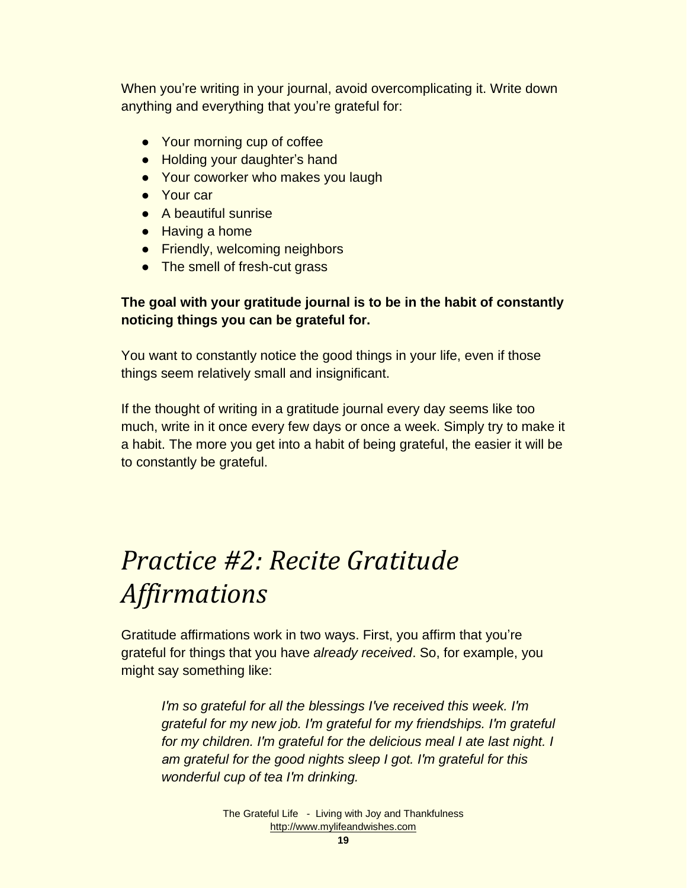When you're writing in your journal, avoid overcomplicating it. Write down anything and everything that you're grateful for:

- Your morning cup of coffee
- Holding your daughter's hand
- Your coworker who makes you laugh
- Your car
- A beautiful sunrise
- Having a home
- Friendly, welcoming neighbors
- The smell of fresh-cut grass

**The goal with your gratitude journal is to be in the habit of constantly noticing things you can be grateful for.**

You want to constantly notice the good things in your life, even if those things seem relatively small and insignificant.

If the thought of writing in a gratitude journal every day seems like too much, write in it once every few days or once a week. Simply try to make it a habit. The more you get into a habit of being grateful, the easier it will be to constantly be grateful.

# *Practice #2: Recite Gratitude Affirmations*

Gratitude affirmations work in two ways. First, you affirm that you're grateful for things that you have *already received*. So, for example, you might say something like:

> *I'm so grateful for all the blessings I've received this week. I'm grateful for my new job. I'm grateful for my friendships. I'm grateful for my children. I'm grateful for the delicious meal I ate last night. I am grateful for the good nights sleep I got. I'm grateful for this wonderful cup of tea I'm drinking.*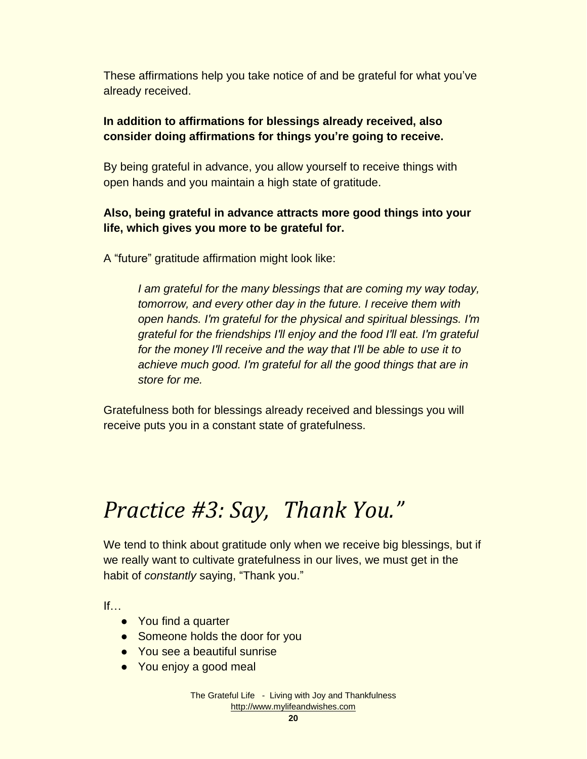These affirmations help you take notice of and be grateful for what you've already received.

**In addition to affirmations for blessings already received, also consider doing affirmations for things you're going to receive.**

By being grateful in advance, you allow yourself to receive things with open hands and you maintain a high state of gratitude.

**Also, being grateful in advance attracts more good things into your life, which gives you more to be grateful for.**

A "future" gratitude affirmation might look like:

> *I am grateful for the many blessings that are coming my way today, tomorrow, and every other day in the future. I receive them with open hands. I'm grateful for the physical and spiritual blessings. I'm grateful for the friendships I'll enjoy and the food I'll eat. I'm grateful for the money I'll receive and the way that I'll be able to use it to achieve much good. I'm grateful for all the good things that are in store for me.*

Gratefulness both for blessings already received and blessings you will receive puts you in a constant state of gratefulness.

# *Practice #3: Say, Thank You."*

We tend to think about gratitude only when we receive big blessings, but if we really want to cultivate gratefulness in our lives, we must get in the habit of *constantly* saying, "Thank you."

If…

- You find a quarter
- Someone holds the door for you
- You see a beautiful sunrise
- You enjoy a good meal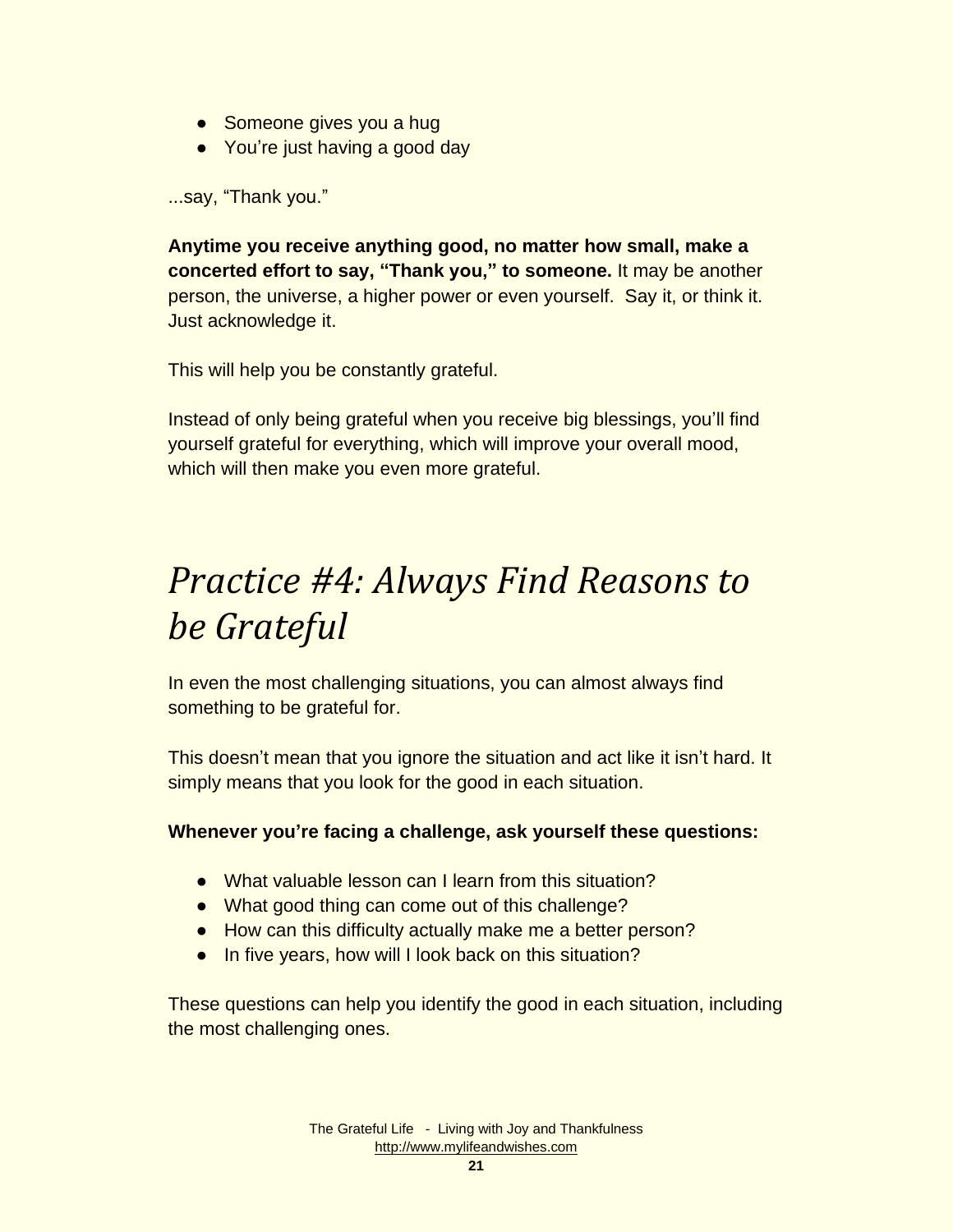- Someone gives you a hug
- You're just having a good day

...say, "Thank you."

**Anytime you receive anything good, no matter how small, make a concerted effort to say, "Thank you," to someone.** It may be another person, the universe, a higher power or even yourself. Say it, or think it. Just acknowledge it.

This will help you be constantly grateful.

Instead of only being grateful when you receive big blessings, you'll find yourself grateful for everything, which will improve your overall mood, which will then make you even more grateful.

# *Practice #4: Always Find Reasons to be Grateful*

In even the most challenging situations, you can almost always find something to be grateful for.

This doesn't mean that you ignore the situation and act like it isn't hard. It simply means that you look for the good in each situation.

**Whenever you're facing a challenge, ask yourself these questions:**

- What valuable lesson can I learn from this situation?
- What good thing can come out of this challenge?
- How can this difficulty actually make me a better person?
- In five years, how will I look back on this situation?

These questions can help you identify the good in each situation, including the most challenging ones.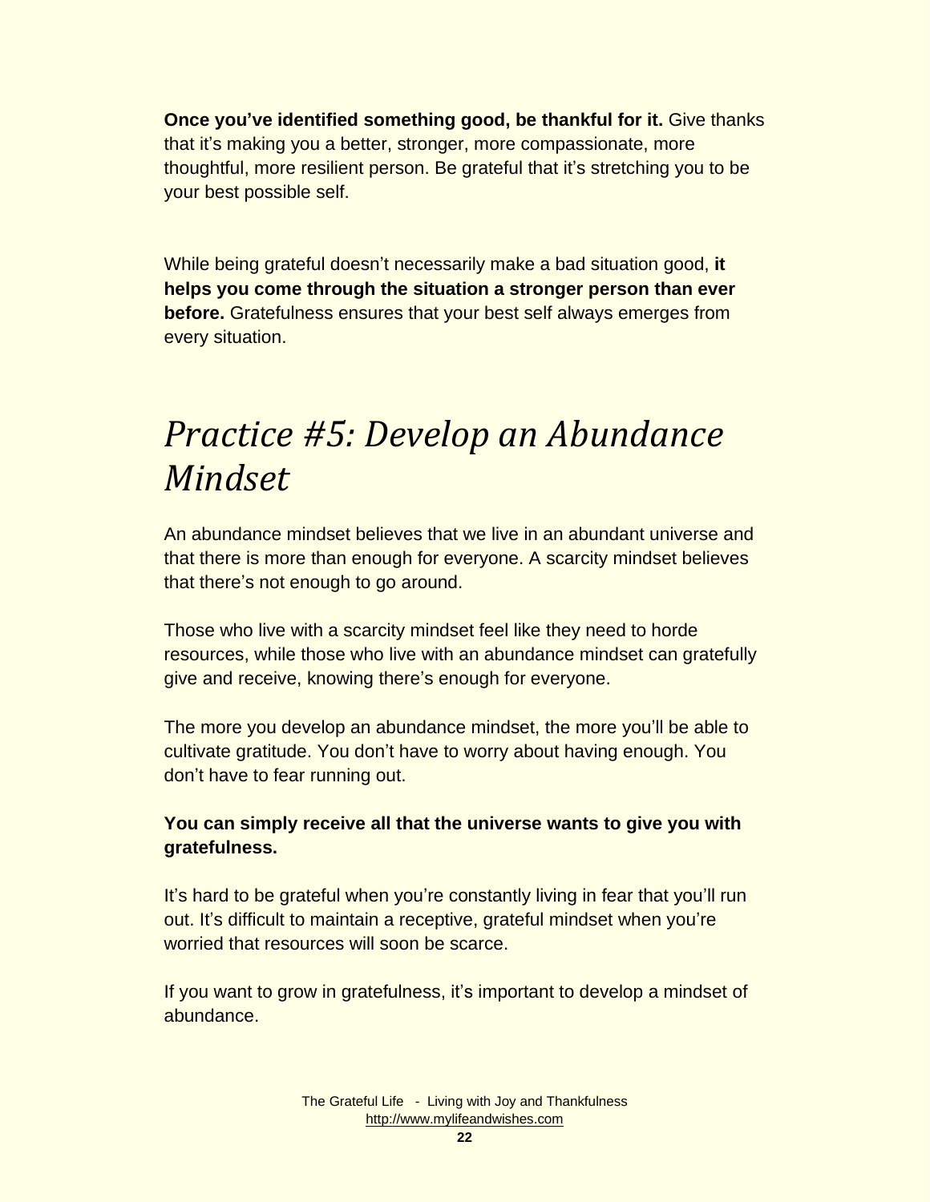**Once you've identified something good, be thankful for it.** Give thanks that it's making you a better, stronger, more compassionate, more thoughtful, more resilient person. Be grateful that it's stretching you to be your best possible self.

While being grateful doesn't necessarily make a bad situation good, **it helps you come through the situation a stronger person than ever before.** Gratefulness ensures that your best self always emerges from every situation.

# *Practice #5: Develop an Abundance Mindset*

An abundance mindset believes that we live in an abundant universe and that there is more than enough for everyone. A scarcity mindset believes that there's not enough to go around.

Those who live with a scarcity mindset feel like they need to horde resources, while those who live with an abundance mindset can gratefully give and receive, knowing there's enough for everyone.

The more you develop an abundance mindset, the more you'll be able to cultivate gratitude. You don't have to worry about having enough. You don't have to fear running out.

**You can simply receive all that the universe wants to give you with gratefulness.**

It's hard to be grateful when you're constantly living in fear that you'll run out. It's difficult to maintain a receptive, grateful mindset when you're worried that resources will soon be scarce.

If you want to grow in gratefulness, it's important to develop a mindset of abundance.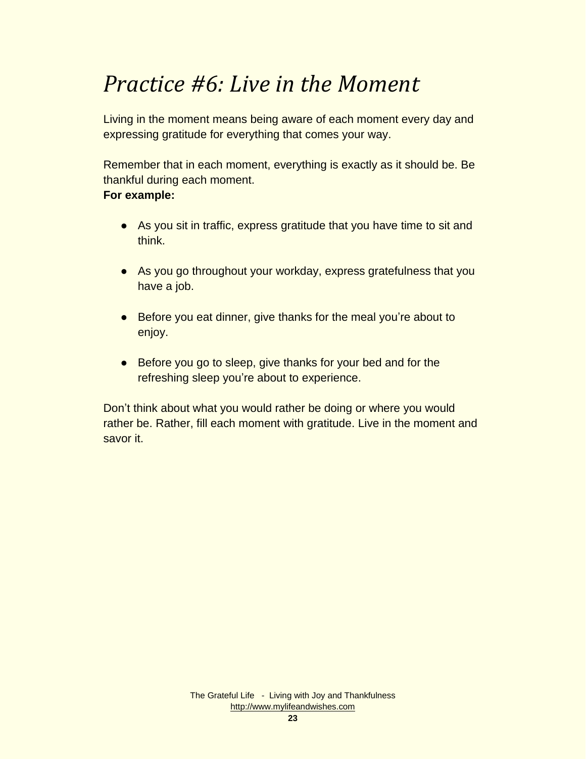# *Practice #6: Live in the Moment*

Living in the moment means being aware of each moment every day and expressing gratitude for everything that comes your way.

Remember that in each moment, everything is exactly as it should be. Be thankful during each moment.

**For example:**

- As you sit in traffic, express gratitude that you have time to sit and think.
- As you go throughout your workday, express gratefulness that you have a job.
- Before you eat dinner, give thanks for the meal you're about to enjoy.
- Before you go to sleep, give thanks for your bed and for the refreshing sleep you're about to experience.

Don't think about what you would rather be doing or where you would rather be. Rather, fill each moment with gratitude. Live in the moment and savor it.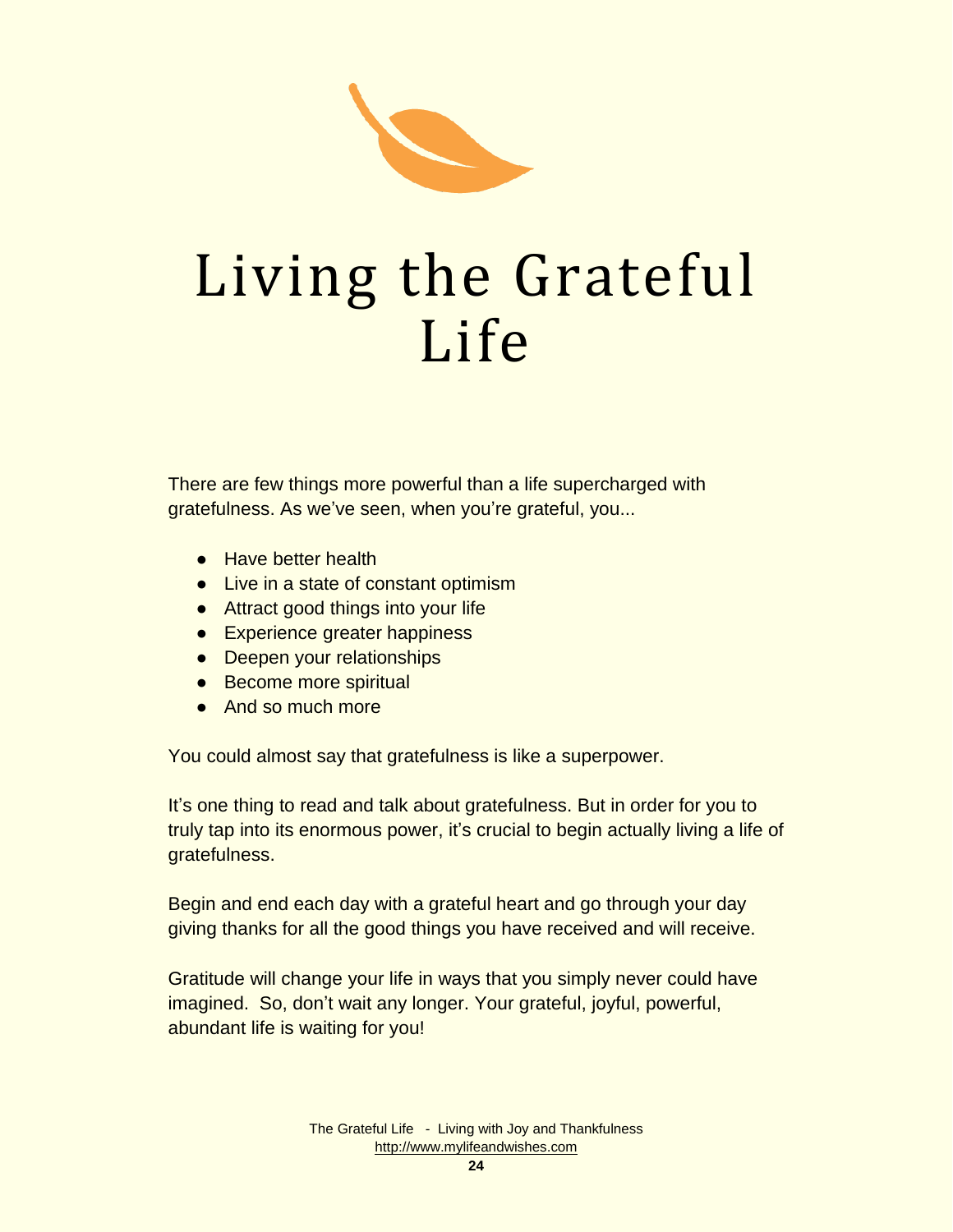# Living the Grateful Life

There are few things more powerful than a life supercharged with gratefulness. As we've seen, when you're grateful, you...

- Have better health
- Live in a state of constant optimism
- Attract good things into your life
- Experience greater happiness
- Deepen your relationships
- Become more spiritual
- And so much more

You could almost say that gratefulness is like a superpower.

It's one thing to read and talk about gratefulness. But in order for you to truly tap into its enormous power, it's crucial to begin actually living a life of gratefulness.

Begin and end each day with a grateful heart and go through your day giving thanks for all the good things you have received and will receive.

Gratitude will change your life in ways that you simply never could have imagined. So, don't wait any longer. Your grateful, joyful, powerful, abundant life is waiting for you!